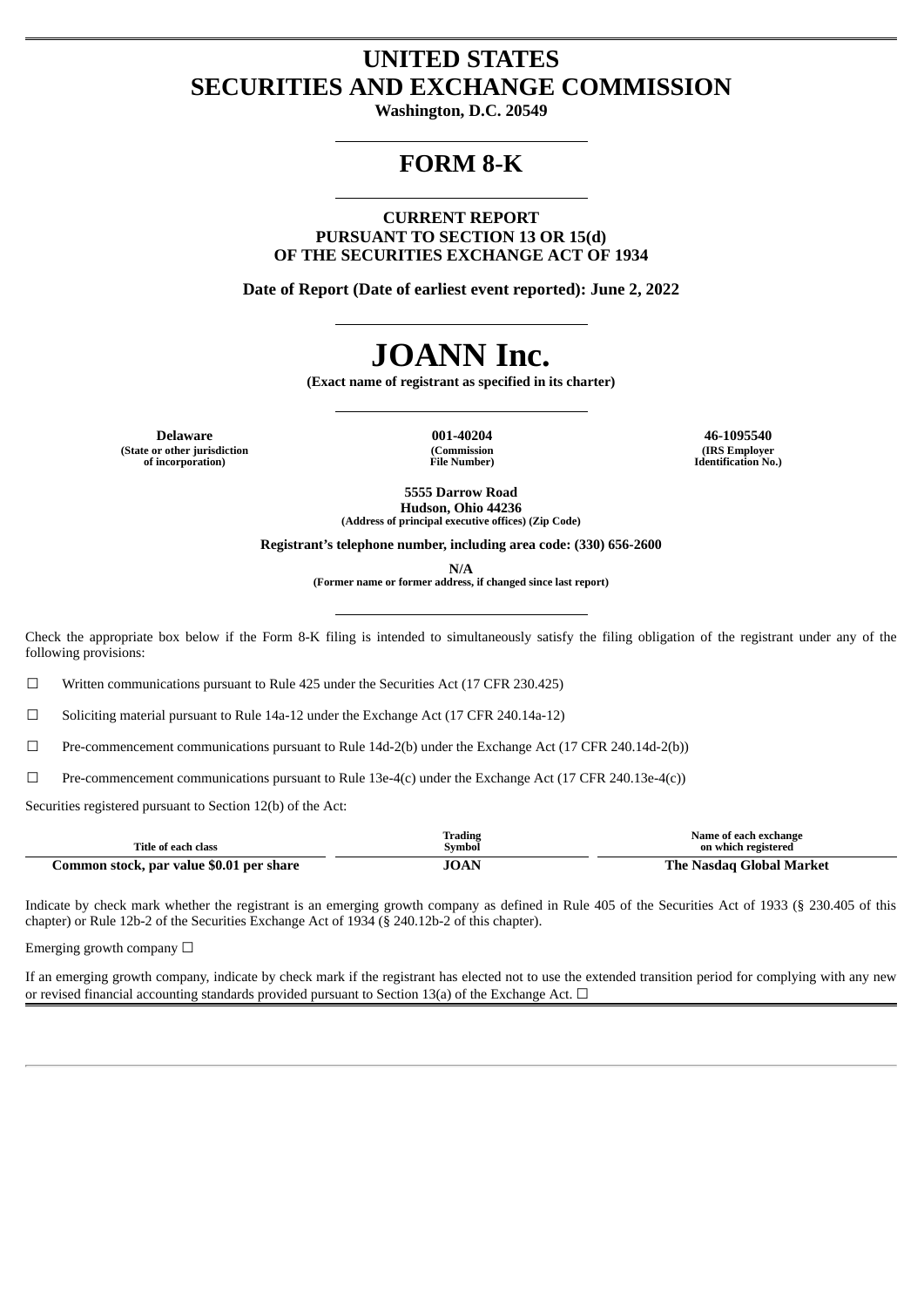# UNITED STATES
# SECURITIES AND EXCHANGE COMMISSION

**Washington, D.C. 20549**

## FORM 8-K

**CURRENT REPORT**
**PURSUANT TO SECTION 13 OR 15(d)**
**OF THE SECURITIES EXCHANGE ACT OF 1934**

**Date of Report (Date of earliest event reported): June 2, 2022**

# JOANN Inc.

**(Exact name of registrant as specified in its charter)**

| Delaware | 001-40204 | 46-1095540 |
|---|---|---|
| (State or other jurisdiction of incorporation) | (Commission File Number) | (IRS Employer Identification No.) |

**5555 Darrow Road**
**Hudson, Ohio 44236**
**(Address of principal executive offices) (Zip Code)**

**Registrant's telephone number, including area code: (330) 656-2600**

**N/A**
**(Former name or former address, if changed since last report)**

Check the appropriate box below if the Form 8-K filing is intended to simultaneously satisfy the filing obligation of the registrant under any of the following provisions:

☐ Written communications pursuant to Rule 425 under the Securities Act (17 CFR 230.425)

☐ Soliciting material pursuant to Rule 14a-12 under the Exchange Act (17 CFR 240.14a-12)

☐ Pre-commencement communications pursuant to Rule 14d-2(b) under the Exchange Act (17 CFR 240.14d-2(b))

☐ Pre-commencement communications pursuant to Rule 13e-4(c) under the Exchange Act (17 CFR 240.13e-4(c))

Securities registered pursuant to Section 12(b) of the Act:

| Title of each class | Trading Symbol | Name of each exchange on which registered |
|---|---|---|
| Common stock, par value $0.01 per share | JOAN | The Nasdaq Global Market |

Indicate by check mark whether the registrant is an emerging growth company as defined in Rule 405 of the Securities Act of 1933 (§ 230.405 of this chapter) or Rule 12b-2 of the Securities Exchange Act of 1934 (§ 240.12b-2 of this chapter).

Emerging growth company ☐

If an emerging growth company, indicate by check mark if the registrant has elected not to use the extended transition period for complying with any new or revised financial accounting standards provided pursuant to Section 13(a) of the Exchange Act. ☐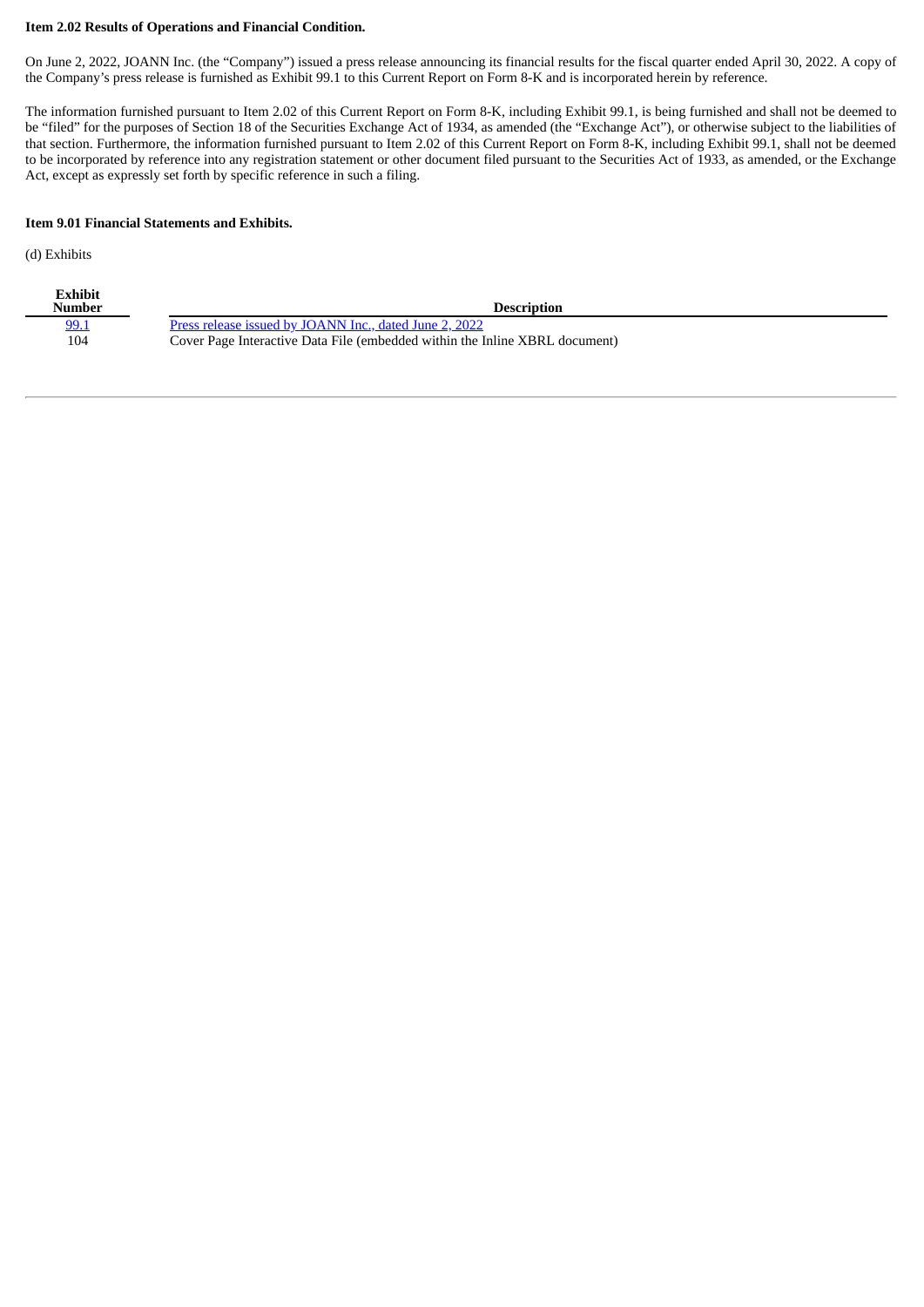**Item 2.02 Results of Operations and Financial Condition.**

On June 2, 2022, JOANN Inc. (the "Company") issued a press release announcing its financial results for the fiscal quarter ended April 30, 2022. A copy of the Company's press release is furnished as Exhibit 99.1 to this Current Report on Form 8-K and is incorporated herein by reference.

The information furnished pursuant to Item 2.02 of this Current Report on Form 8-K, including Exhibit 99.1, is being furnished and shall not be deemed to be "filed" for the purposes of Section 18 of the Securities Exchange Act of 1934, as amended (the "Exchange Act"), or otherwise subject to the liabilities of that section. Furthermore, the information furnished pursuant to Item 2.02 of this Current Report on Form 8-K, including Exhibit 99.1, shall not be deemed to be incorporated by reference into any registration statement or other document filed pursuant to the Securities Act of 1933, as amended, or the Exchange Act, except as expressly set forth by specific reference in such a filing.

**Item 9.01 Financial Statements and Exhibits.**

(d) Exhibits

| Exhibit Number | Description |
|---|---|
| 99.1 | Press release issued by JOANN Inc., dated June 2, 2022 |
| 104 | Cover Page Interactive Data File (embedded within the Inline XBRL document) |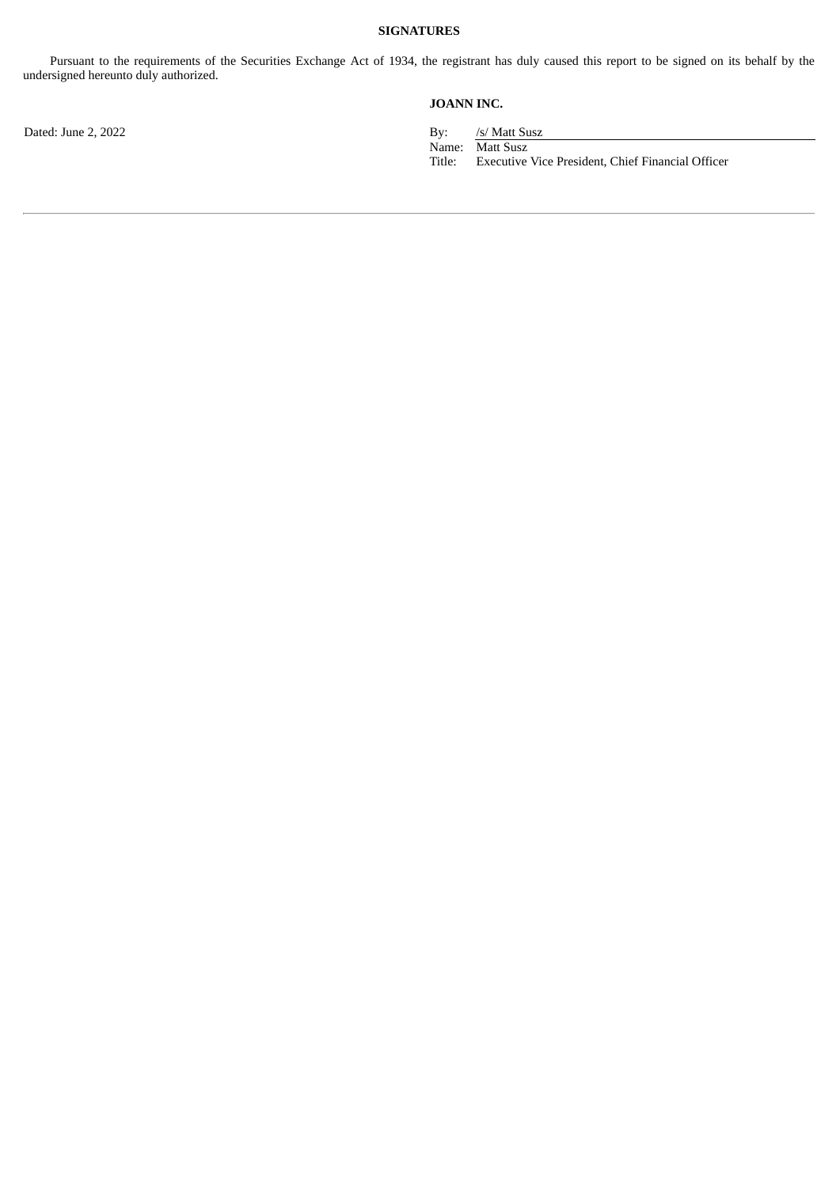**SIGNATURES**

Pursuant to the requirements of the Securities Exchange Act of 1934, the registrant has duly caused this report to be signed on its behalf by the undersigned hereunto duly authorized.

**JOANN INC.**

| | | |
|---|---|---|
| Dated: June 2, 2022 | By: | /s/ Matt Susz |
| | Name: | Matt Susz |
| | Title: | Executive Vice President, Chief Financial Officer |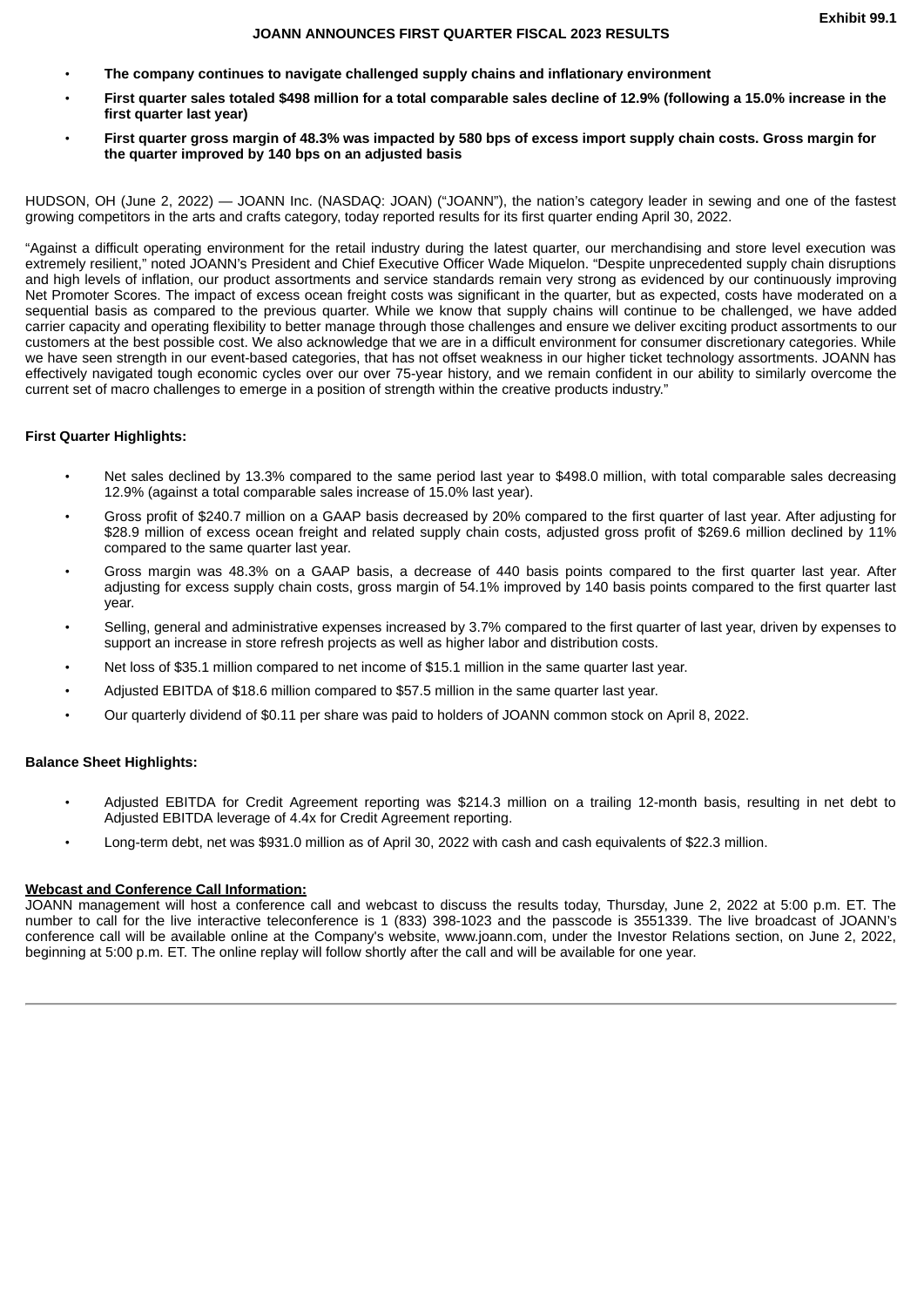Exhibit 99.1

# JOANN ANNOUNCES FIRST QUARTER FISCAL 2023 RESULTS

- **The company continues to navigate challenged supply chains and inflationary environment**
- **First quarter sales totaled $498 million for a total comparable sales decline of 12.9% (following a 15.0% increase in the first quarter last year)**
- **First quarter gross margin of 48.3% was impacted by 580 bps of excess import supply chain costs. Gross margin for the quarter improved by 140 bps on an adjusted basis**

HUDSON, OH (June 2, 2022) — JOANN Inc. (NASDAQ: JOAN) ("JOANN"), the nation's category leader in sewing and one of the fastest growing competitors in the arts and crafts category, today reported results for its first quarter ending April 30, 2022.

"Against a difficult operating environment for the retail industry during the latest quarter, our merchandising and store level execution was extremely resilient," noted JOANN's President and Chief Executive Officer Wade Miquelon. "Despite unprecedented supply chain disruptions and high levels of inflation, our product assortments and service standards remain very strong as evidenced by our continuously improving Net Promoter Scores. The impact of excess ocean freight costs was significant in the quarter, but as expected, costs have moderated on a sequential basis as compared to the previous quarter. While we know that supply chains will continue to be challenged, we have added carrier capacity and operating flexibility to better manage through those challenges and ensure we deliver exciting product assortments to our customers at the best possible cost. We also acknowledge that we are in a difficult environment for consumer discretionary categories. While we have seen strength in our event-based categories, that has not offset weakness in our higher ticket technology assortments. JOANN has effectively navigated tough economic cycles over our over 75-year history, and we remain confident in our ability to similarly overcome the current set of macro challenges to emerge in a position of strength within the creative products industry."

**First Quarter Highlights:**

- Net sales declined by 13.3% compared to the same period last year to $498.0 million, with total comparable sales decreasing 12.9% (against a total comparable sales increase of 15.0% last year).
- Gross profit of $240.7 million on a GAAP basis decreased by 20% compared to the first quarter of last year. After adjusting for $28.9 million of excess ocean freight and related supply chain costs, adjusted gross profit of $269.6 million declined by 11% compared to the same quarter last year.
- Gross margin was 48.3% on a GAAP basis, a decrease of 440 basis points compared to the first quarter last year. After adjusting for excess supply chain costs, gross margin of 54.1% improved by 140 basis points compared to the first quarter last year.
- Selling, general and administrative expenses increased by 3.7% compared to the first quarter of last year, driven by expenses to support an increase in store refresh projects as well as higher labor and distribution costs.
- Net loss of $35.1 million compared to net income of $15.1 million in the same quarter last year.
- Adjusted EBITDA of $18.6 million compared to $57.5 million in the same quarter last year.
- Our quarterly dividend of $0.11 per share was paid to holders of JOANN common stock on April 8, 2022.

**Balance Sheet Highlights:**

- Adjusted EBITDA for Credit Agreement reporting was $214.3 million on a trailing 12-month basis, resulting in net debt to Adjusted EBITDA leverage of 4.4x for Credit Agreement reporting.
- Long-term debt, net was $931.0 million as of April 30, 2022 with cash and cash equivalents of $22.3 million.

**Webcast and Conference Call Information:**

JOANN management will host a conference call and webcast to discuss the results today, Thursday, June 2, 2022 at 5:00 p.m. ET. The number to call for the live interactive teleconference is 1 (833) 398-1023 and the passcode is 3551339. The live broadcast of JOANN's conference call will be available online at the Company's website, www.joann.com, under the Investor Relations section, on June 2, 2022, beginning at 5:00 p.m. ET. The online replay will follow shortly after the call and will be available for one year.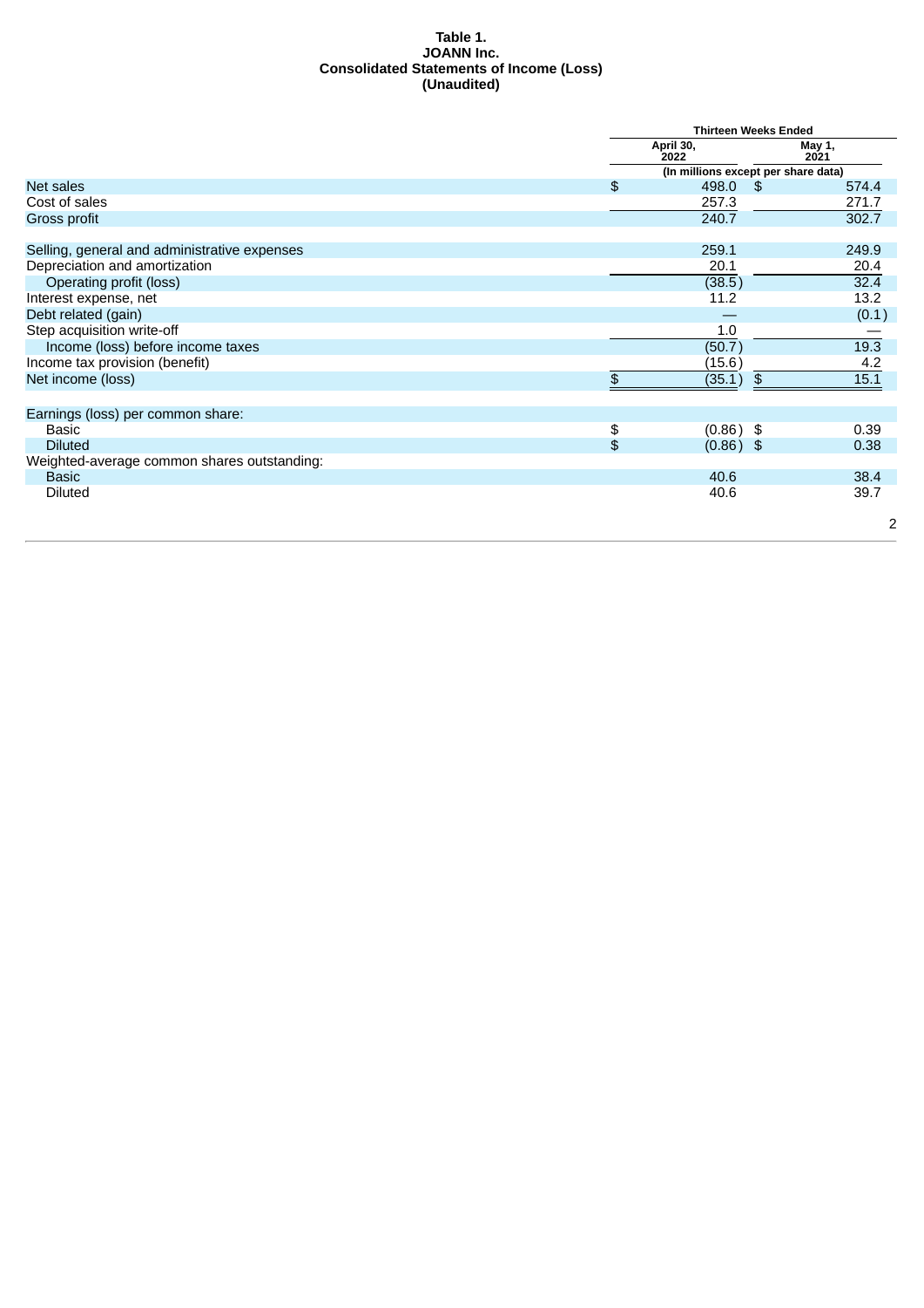**Table 1.**
**JOANN Inc.**
**Consolidated Statements of Income (Loss)**
**(Unaudited)**

| | Thirteen Weeks Ended | |
|---|---|---|
| | April 30, 2022 | May 1, 2021 |
| | (In millions except per share data) | |
| Net sales | $ 498.0 | $ 574.4 |
| Cost of sales | 257.3 | 271.7 |
| Gross profit | 240.7 | 302.7 |
| | | |
| Selling, general and administrative expenses | 259.1 | 249.9 |
| Depreciation and amortization | 20.1 | 20.4 |
| Operating profit (loss) | (38.5) | 32.4 |
| Interest expense, net | 11.2 | 13.2 |
| Debt related (gain) | — | (0.1) |
| Step acquisition write-off | 1.0 | — |
| Income (loss) before income taxes | (50.7) | 19.3 |
| Income tax provision (benefit) | (15.6) | 4.2 |
| Net income (loss) | $ (35.1) | $ 15.1 |
| | | |
| Earnings (loss) per common share: | | |
| Basic | $ (0.86) | $ 0.39 |
| Diluted | $ (0.86) | $ 0.38 |
| Weighted-average common shares outstanding: | | |
| Basic | 40.6 | 38.4 |
| Diluted | 40.6 | 39.7 |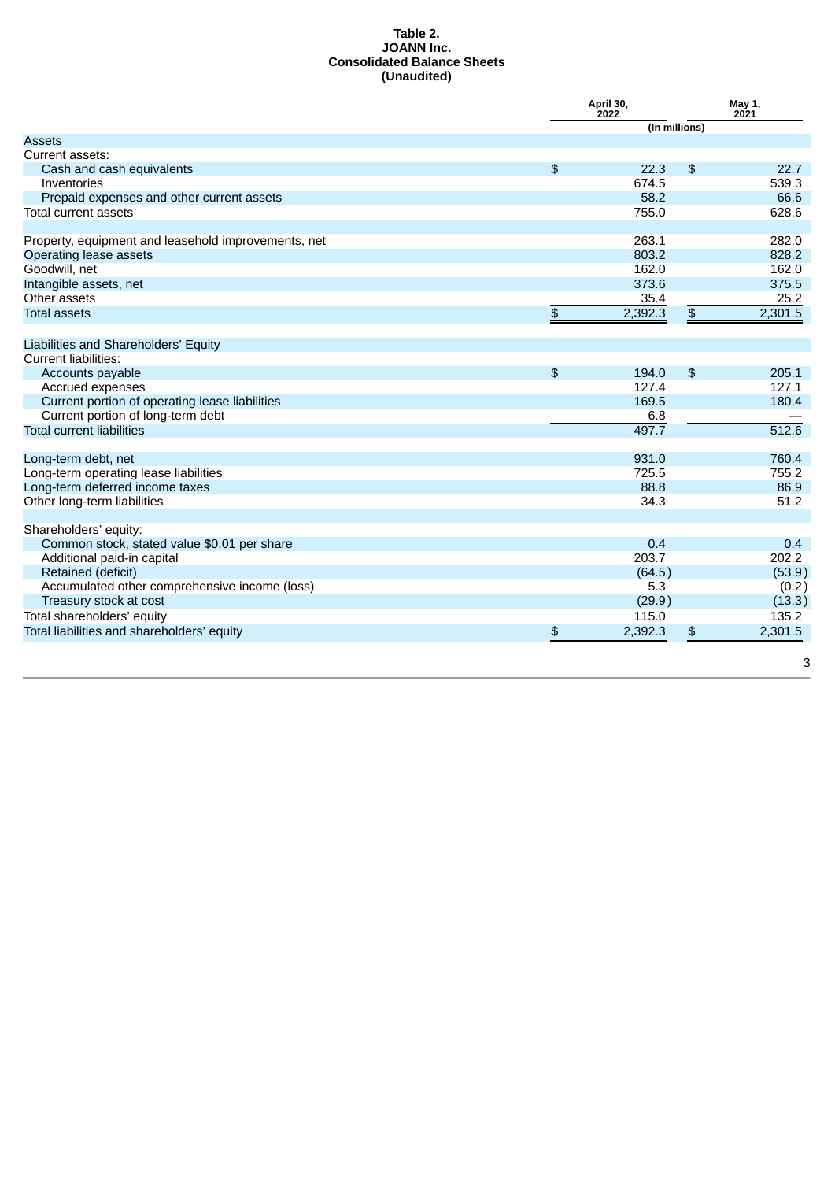**Table 2.**
**JOANN Inc.**
**Consolidated Balance Sheets**
**(Unaudited)**

| | April 30, 2022 | May 1, 2021 |
|---|---|---|
| | (In millions) | |
| Assets | | |
| Current assets: | | |
| Cash and cash equivalents | $ 22.3 | $ 22.7 |
| Inventories | 674.5 | 539.3 |
| Prepaid expenses and other current assets | 58.2 | 66.6 |
| Total current assets | 755.0 | 628.6 |
| | | |
| Property, equipment and leasehold improvements, net | 263.1 | 282.0 |
| Operating lease assets | 803.2 | 828.2 |
| Goodwill, net | 162.0 | 162.0 |
| Intangible assets, net | 373.6 | 375.5 |
| Other assets | 35.4 | 25.2 |
| Total assets | $ 2,392.3 | $ 2,301.5 |
| | | |
| Liabilities and Shareholders' Equity | | |
| Current liabilities: | | |
| Accounts payable | $ 194.0 | $ 205.1 |
| Accrued expenses | 127.4 | 127.1 |
| Current portion of operating lease liabilities | 169.5 | 180.4 |
| Current portion of long-term debt | 6.8 | — |
| Total current liabilities | 497.7 | 512.6 |
| | | |
| Long-term debt, net | 931.0 | 760.4 |
| Long-term operating lease liabilities | 725.5 | 755.2 |
| Long-term deferred income taxes | 88.8 | 86.9 |
| Other long-term liabilities | 34.3 | 51.2 |
| | | |
| Shareholders' equity: | | |
| Common stock, stated value $0.01 per share | 0.4 | 0.4 |
| Additional paid-in capital | 203.7 | 202.2 |
| Retained (deficit) | (64.5) | (53.9) |
| Accumulated other comprehensive income (loss) | 5.3 | (0.2) |
| Treasury stock at cost | (29.9) | (13.3) |
| Total shareholders' equity | 115.0 | 135.2 |
| Total liabilities and shareholders' equity | $ 2,392.3 | $ 2,301.5 |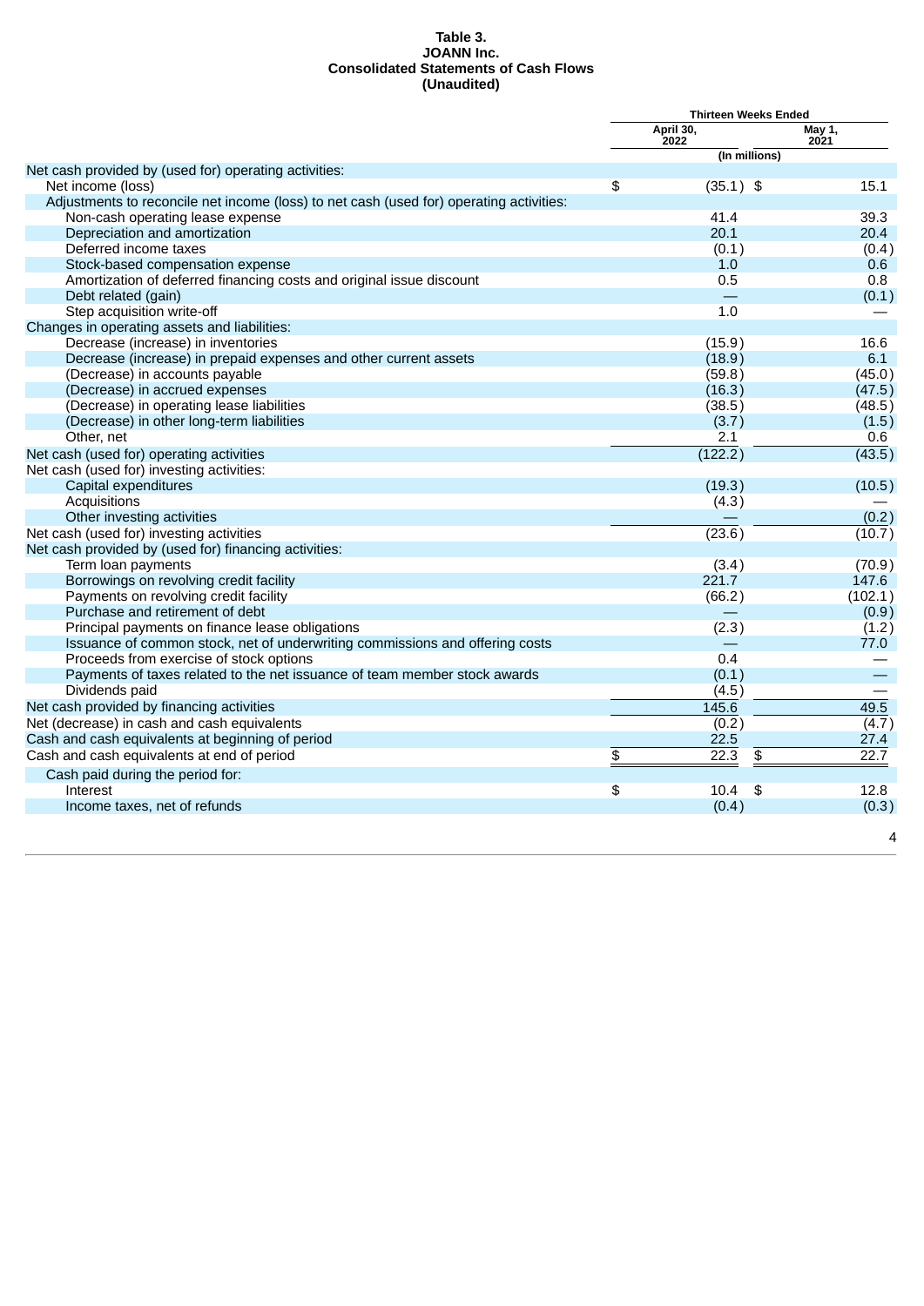**Table 3.**
**JOANN Inc.**
**Consolidated Statements of Cash Flows**
**(Unaudited)**

| | Thirteen Weeks Ended | |
|---|---|---|
| | April 30, 2022 | May 1, 2021 |
| | (In millions) | |
| Net cash provided by (used for) operating activities: | | |
| Net income (loss) | $ (35.1) | $ 15.1 |
| Adjustments to reconcile net income (loss) to net cash (used for) operating activities: | | |
| Non-cash operating lease expense | 41.4 | 39.3 |
| Depreciation and amortization | 20.1 | 20.4 |
| Deferred income taxes | (0.1) | (0.4) |
| Stock-based compensation expense | 1.0 | 0.6 |
| Amortization of deferred financing costs and original issue discount | 0.5 | 0.8 |
| Debt related (gain) | — | (0.1) |
| Step acquisition write-off | 1.0 | — |
| Changes in operating assets and liabilities: | | |
| Decrease (increase) in inventories | (15.9) | 16.6 |
| Decrease (increase) in prepaid expenses and other current assets | (18.9) | 6.1 |
| (Decrease) in accounts payable | (59.8) | (45.0) |
| (Decrease) in accrued expenses | (16.3) | (47.5) |
| (Decrease) in operating lease liabilities | (38.5) | (48.5) |
| (Decrease) in other long-term liabilities | (3.7) | (1.5) |
| Other, net | 2.1 | 0.6 |
| Net cash (used for) operating activities | (122.2) | (43.5) |
| Net cash (used for) investing activities: | | |
| Capital expenditures | (19.3) | (10.5) |
| Acquisitions | (4.3) | — |
| Other investing activities | — | (0.2) |
| Net cash (used for) investing activities | (23.6) | (10.7) |
| Net cash provided by (used for) financing activities: | | |
| Term loan payments | (3.4) | (70.9) |
| Borrowings on revolving credit facility | 221.7 | 147.6 |
| Payments on revolving credit facility | (66.2) | (102.1) |
| Purchase and retirement of debt | — | (0.9) |
| Principal payments on finance lease obligations | (2.3) | (1.2) |
| Issuance of common stock, net of underwriting commissions and offering costs | — | 77.0 |
| Proceeds from exercise of stock options | 0.4 | — |
| Payments of taxes related to the net issuance of team member stock awards | (0.1) | — |
| Dividends paid | (4.5) | — |
| Net cash provided by financing activities | 145.6 | 49.5 |
| Net (decrease) in cash and cash equivalents | (0.2) | (4.7) |
| Cash and cash equivalents at beginning of period | 22.5 | 27.4 |
| Cash and cash equivalents at end of period | $ 22.3 | $ 22.7 |
| Cash paid during the period for: | | |
| Interest | $ 10.4 | $ 12.8 |
| Income taxes, net of refunds | (0.4) | (0.3) |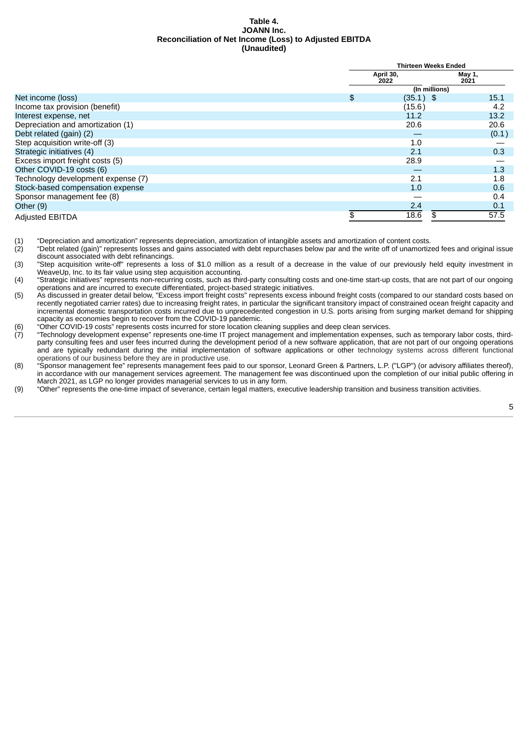**Table 4.**
**JOANN Inc.**
**Reconciliation of Net Income (Loss) to Adjusted EBITDA**
**(Unaudited)**

| | Thirteen Weeks Ended | |
|---|---|---|
| | April 30, 2022 | May 1, 2021 |
| | (In millions) | |
| Net income (loss) | $ (35.1) | $ 15.1 |
| Income tax provision (benefit) | (15.6) | 4.2 |
| Interest expense, net | 11.2 | 13.2 |
| Depreciation and amortization (1) | 20.6 | 20.6 |
| Debt related (gain) (2) | — | (0.1) |
| Step acquisition write-off (3) | 1.0 | — |
| Strategic initiatives (4) | 2.1 | 0.3 |
| Excess import freight costs (5) | 28.9 | — |
| Other COVID-19 costs (6) | — | 1.3 |
| Technology development expense (7) | 2.1 | 1.8 |
| Stock-based compensation expense | 1.0 | 0.6 |
| Sponsor management fee (8) | — | 0.4 |
| Other (9) | 2.4 | 0.1 |
| Adjusted EBITDA | $ 18.6 | $ 57.5 |

(1) "Depreciation and amortization" represents depreciation, amortization of intangible assets and amortization of content costs.

(2) "Debt related (gain)" represents losses and gains associated with debt repurchases below par and the write off of unamortized fees and original issue discount associated with debt refinancings.

(3) "Step acquisition write-off" represents a loss of $1.0 million as a result of a decrease in the value of our previously held equity investment in WeaveUp, Inc. to its fair value using step acquisition accounting.

(4) "Strategic initiatives" represents non-recurring costs, such as third-party consulting costs and one-time start-up costs, that are not part of our ongoing operations and are incurred to execute differentiated, project-based strategic initiatives.

(5) As discussed in greater detail below, "Excess import freight costs" represents excess inbound freight costs (compared to our standard costs based on recently negotiated carrier rates) due to increasing freight rates, in particular the significant transitory impact of constrained ocean freight capacity and incremental domestic transportation costs incurred due to unprecedented congestion in U.S. ports arising from surging market demand for shipping capacity as economies begin to recover from the COVID-19 pandemic.

(6) "Other COVID-19 costs" represents costs incurred for store location cleaning supplies and deep clean services.

(7) "Technology development expense" represents one-time IT project management and implementation expenses, such as temporary labor costs, third-party consulting fees and user fees incurred during the development period of a new software application, that are not part of our ongoing operations and are typically redundant during the initial implementation of software applications or other technology systems across different functional operations of our business before they are in productive use.

(8) "Sponsor management fee" represents management fees paid to our sponsor, Leonard Green & Partners, L.P. ("LGP") (or advisory affiliates thereof), in accordance with our management services agreement. The management fee was discontinued upon the completion of our initial public offering in March 2021, as LGP no longer provides managerial services to us in any form.

(9) "Other" represents the one-time impact of severance, certain legal matters, executive leadership transition and business transition activities.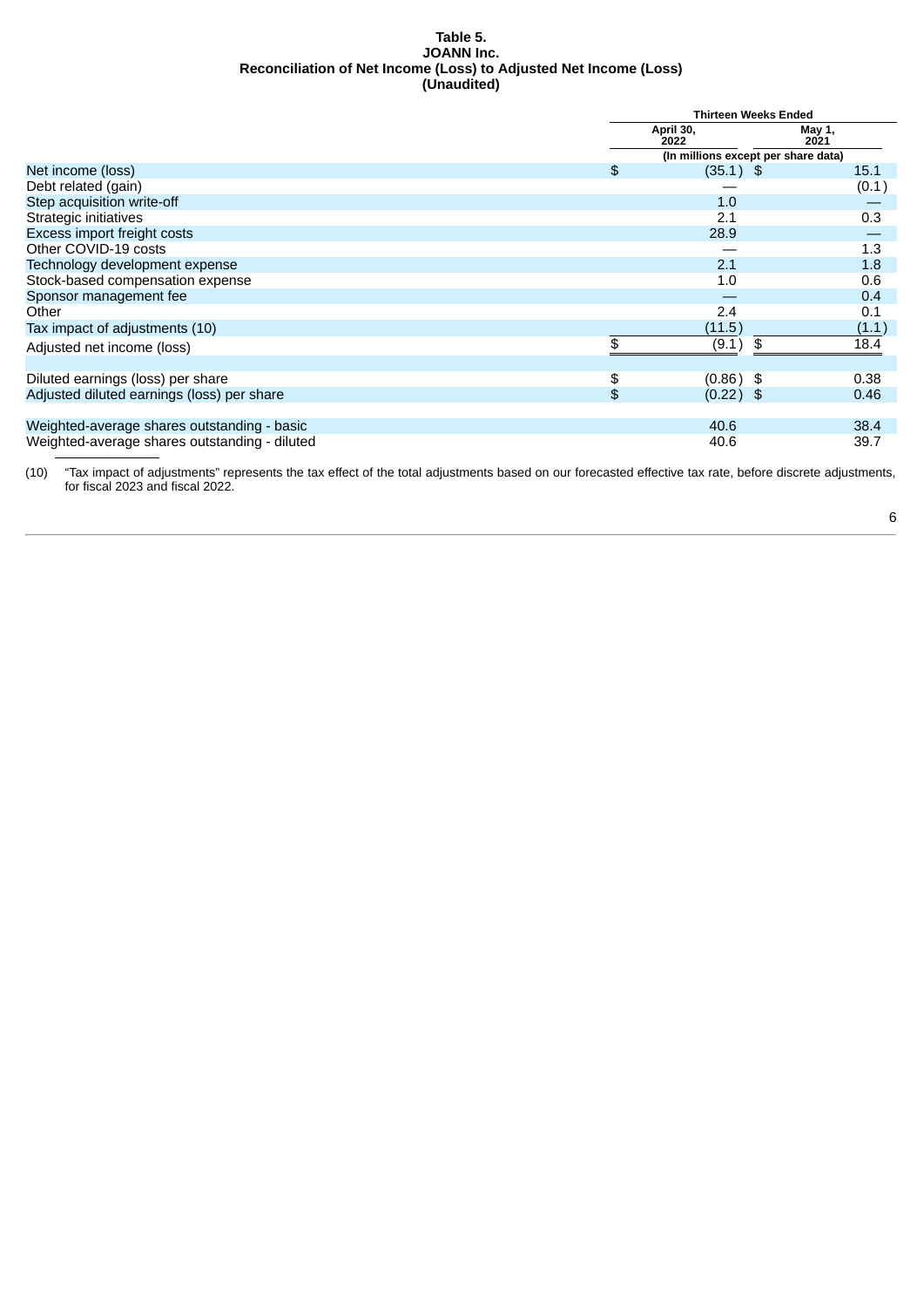**Table 5.**
**JOANN Inc.**
**Reconciliation of Net Income (Loss) to Adjusted Net Income (Loss)**
**(Unaudited)**

| | Thirteen Weeks Ended | |
|---|---|---|
| | April 30, 2022 | May 1, 2021 |
| | (In millions except per share data) | |
| Net income (loss) | $ (35.1) | $ 15.1 |
| Debt related (gain) | — | (0.1) |
| Step acquisition write-off | 1.0 | — |
| Strategic initiatives | 2.1 | 0.3 |
| Excess import freight costs | 28.9 | — |
| Other COVID-19 costs | — | 1.3 |
| Technology development expense | 2.1 | 1.8 |
| Stock-based compensation expense | 1.0 | 0.6 |
| Sponsor management fee | — | 0.4 |
| Other | 2.4 | 0.1 |
| Tax impact of adjustments (10) | (11.5) | (1.1) |
| Adjusted net income (loss) | $ (9.1) | $ 18.4 |
| | | |
| Diluted earnings (loss) per share | $ (0.86) | $ 0.38 |
| Adjusted diluted earnings (loss) per share | $ (0.22) | $ 0.46 |
| | | |
| Weighted-average shares outstanding - basic | 40.6 | 38.4 |
| Weighted-average shares outstanding - diluted | 40.6 | 39.7 |

(10) "Tax impact of adjustments" represents the tax effect of the total adjustments based on our forecasted effective tax rate, before discrete adjustments, for fiscal 2023 and fiscal 2022.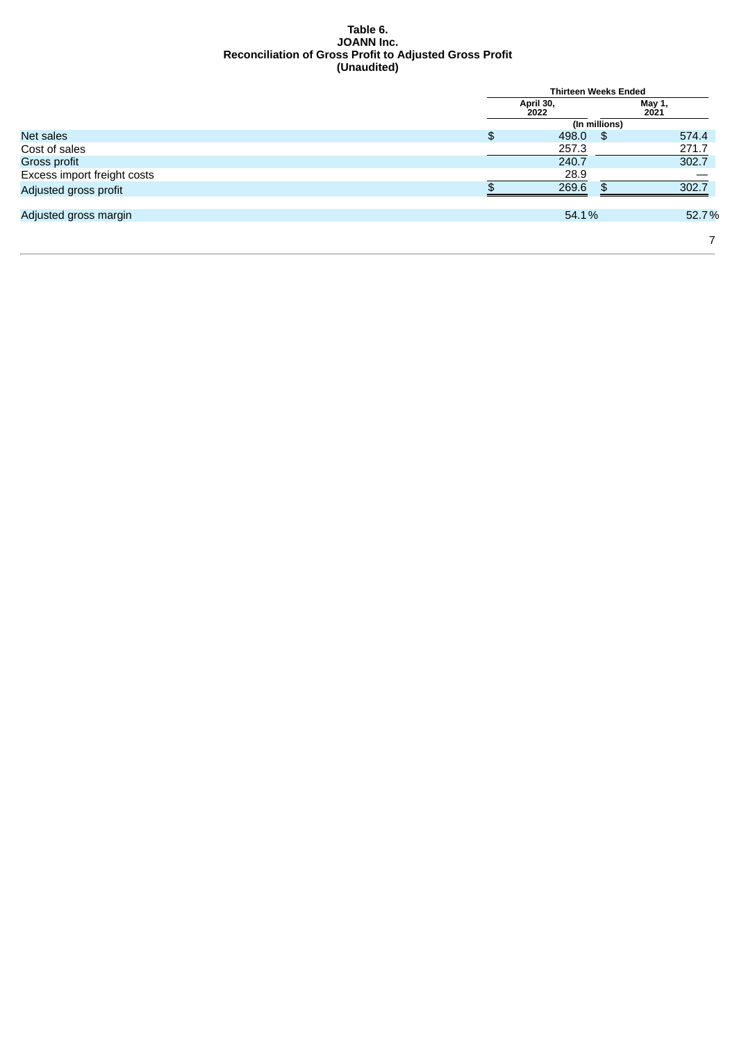**Table 6.**
**JOANN Inc.**
**Reconciliation of Gross Profit to Adjusted Gross Profit**
**(Unaudited)**

| | Thirteen Weeks Ended | |
|---|---|---|
| | April 30, 2022 | May 1, 2021 |
| | (In millions) | |
| Net sales | $ 498.0 | $ 574.4 |
| Cost of sales | 257.3 | 271.7 |
| Gross profit | 240.7 | 302.7 |
| Excess import freight costs | 28.9 | — |
| Adjusted gross profit | $ 269.6 | $ 302.7 |
| | | |
| Adjusted gross margin | 54.1 % | 52.7 % |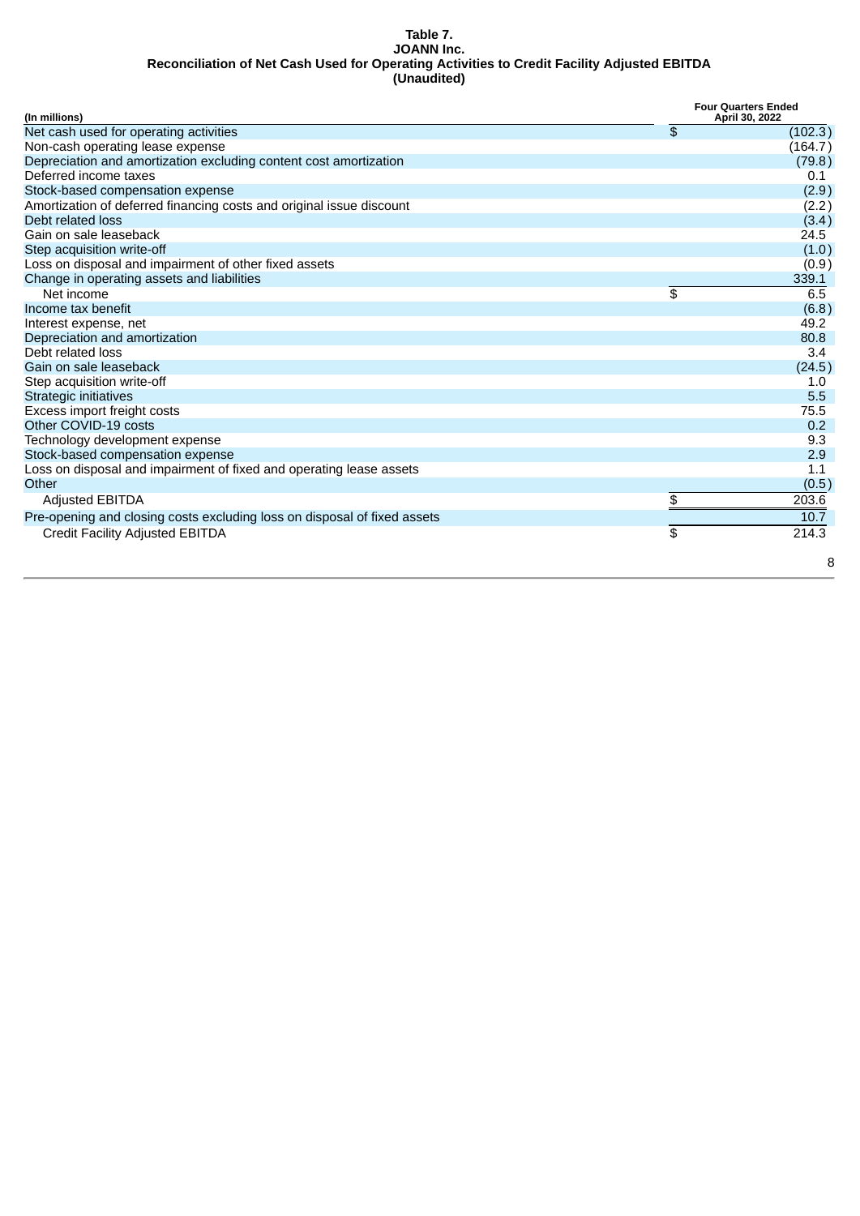**Table 7.**
**JOANN Inc.**
**Reconciliation of Net Cash Used for Operating Activities to Credit Facility Adjusted EBITDA**
**(Unaudited)**

| (In millions) | Four Quarters Ended April 30, 2022 |
|---|---|
| Net cash used for operating activities | $ (102.3) |
| Non-cash operating lease expense | (164.7) |
| Depreciation and amortization excluding content cost amortization | (79.8) |
| Deferred income taxes | 0.1 |
| Stock-based compensation expense | (2.9) |
| Amortization of deferred financing costs and original issue discount | (2.2) |
| Debt related loss | (3.4) |
| Gain on sale leaseback | 24.5 |
| Step acquisition write-off | (1.0) |
| Loss on disposal and impairment of other fixed assets | (0.9) |
| Change in operating assets and liabilities | 339.1 |
| Net income | $ 6.5 |
| Income tax benefit | (6.8) |
| Interest expense, net | 49.2 |
| Depreciation and amortization | 80.8 |
| Debt related loss | 3.4 |
| Gain on sale leaseback | (24.5) |
| Step acquisition write-off | 1.0 |
| Strategic initiatives | 5.5 |
| Excess import freight costs | 75.5 |
| Other COVID-19 costs | 0.2 |
| Technology development expense | 9.3 |
| Stock-based compensation expense | 2.9 |
| Loss on disposal and impairment of fixed and operating lease assets | 1.1 |
| Other | (0.5) |
| Adjusted EBITDA | $ 203.6 |
| Pre-opening and closing costs excluding loss on disposal of fixed assets | 10.7 |
| Credit Facility Adjusted EBITDA | $ 214.3 |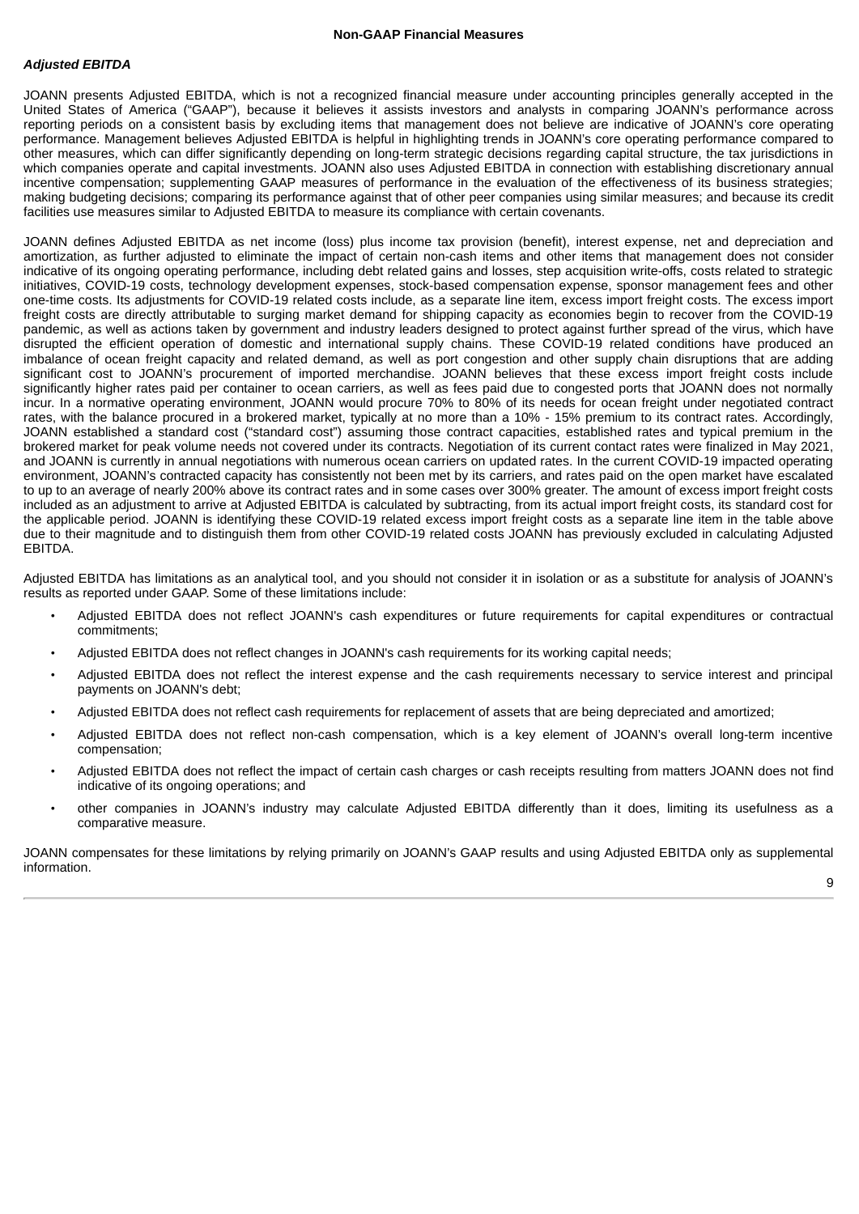**Non-GAAP Financial Measures**

***Adjusted EBITDA***

JOANN presents Adjusted EBITDA, which is not a recognized financial measure under accounting principles generally accepted in the United States of America ("GAAP"), because it believes it assists investors and analysts in comparing JOANN's performance across reporting periods on a consistent basis by excluding items that management does not believe are indicative of JOANN's core operating performance. Management believes Adjusted EBITDA is helpful in highlighting trends in JOANN's core operating performance compared to other measures, which can differ significantly depending on long-term strategic decisions regarding capital structure, the tax jurisdictions in which companies operate and capital investments. JOANN also uses Adjusted EBITDA in connection with establishing discretionary annual incentive compensation; supplementing GAAP measures of performance in the evaluation of the effectiveness of its business strategies; making budgeting decisions; comparing its performance against that of other peer companies using similar measures; and because its credit facilities use measures similar to Adjusted EBITDA to measure its compliance with certain covenants.

JOANN defines Adjusted EBITDA as net income (loss) plus income tax provision (benefit), interest expense, net and depreciation and amortization, as further adjusted to eliminate the impact of certain non-cash items and other items that management does not consider indicative of its ongoing operating performance, including debt related gains and losses, step acquisition write-offs, costs related to strategic initiatives, COVID-19 costs, technology development expenses, stock-based compensation expense, sponsor management fees and other one-time costs. Its adjustments for COVID-19 related costs include, as a separate line item, excess import freight costs. The excess import freight costs are directly attributable to surging market demand for shipping capacity as economies begin to recover from the COVID-19 pandemic, as well as actions taken by government and industry leaders designed to protect against further spread of the virus, which have disrupted the efficient operation of domestic and international supply chains. These COVID-19 related conditions have produced an imbalance of ocean freight capacity and related demand, as well as port congestion and other supply chain disruptions that are adding significant cost to JOANN's procurement of imported merchandise. JOANN believes that these excess import freight costs include significantly higher rates paid per container to ocean carriers, as well as fees paid due to congested ports that JOANN does not normally incur. In a normative operating environment, JOANN would procure 70% to 80% of its needs for ocean freight under negotiated contract rates, with the balance procured in a brokered market, typically at no more than a 10% - 15% premium to its contract rates. Accordingly, JOANN established a standard cost ("standard cost") assuming those contract capacities, established rates and typical premium in the brokered market for peak volume needs not covered under its contracts. Negotiation of its current contact rates were finalized in May 2021, and JOANN is currently in annual negotiations with numerous ocean carriers on updated rates. In the current COVID-19 impacted operating environment, JOANN's contracted capacity has consistently not been met by its carriers, and rates paid on the open market have escalated to up to an average of nearly 200% above its contract rates and in some cases over 300% greater. The amount of excess import freight costs included as an adjustment to arrive at Adjusted EBITDA is calculated by subtracting, from its actual import freight costs, its standard cost for the applicable period. JOANN is identifying these COVID-19 related excess import freight costs as a separate line item in the table above due to their magnitude and to distinguish them from other COVID-19 related costs JOANN has previously excluded in calculating Adjusted EBITDA.

Adjusted EBITDA has limitations as an analytical tool, and you should not consider it in isolation or as a substitute for analysis of JOANN's results as reported under GAAP. Some of these limitations include:

- Adjusted EBITDA does not reflect JOANN's cash expenditures or future requirements for capital expenditures or contractual commitments;
- Adjusted EBITDA does not reflect changes in JOANN's cash requirements for its working capital needs;
- Adjusted EBITDA does not reflect the interest expense and the cash requirements necessary to service interest and principal payments on JOANN's debt;
- Adjusted EBITDA does not reflect cash requirements for replacement of assets that are being depreciated and amortized;
- Adjusted EBITDA does not reflect non-cash compensation, which is a key element of JOANN's overall long-term incentive compensation;
- Adjusted EBITDA does not reflect the impact of certain cash charges or cash receipts resulting from matters JOANN does not find indicative of its ongoing operations; and
- other companies in JOANN's industry may calculate Adjusted EBITDA differently than it does, limiting its usefulness as a comparative measure.

JOANN compensates for these limitations by relying primarily on JOANN's GAAP results and using Adjusted EBITDA only as supplemental information.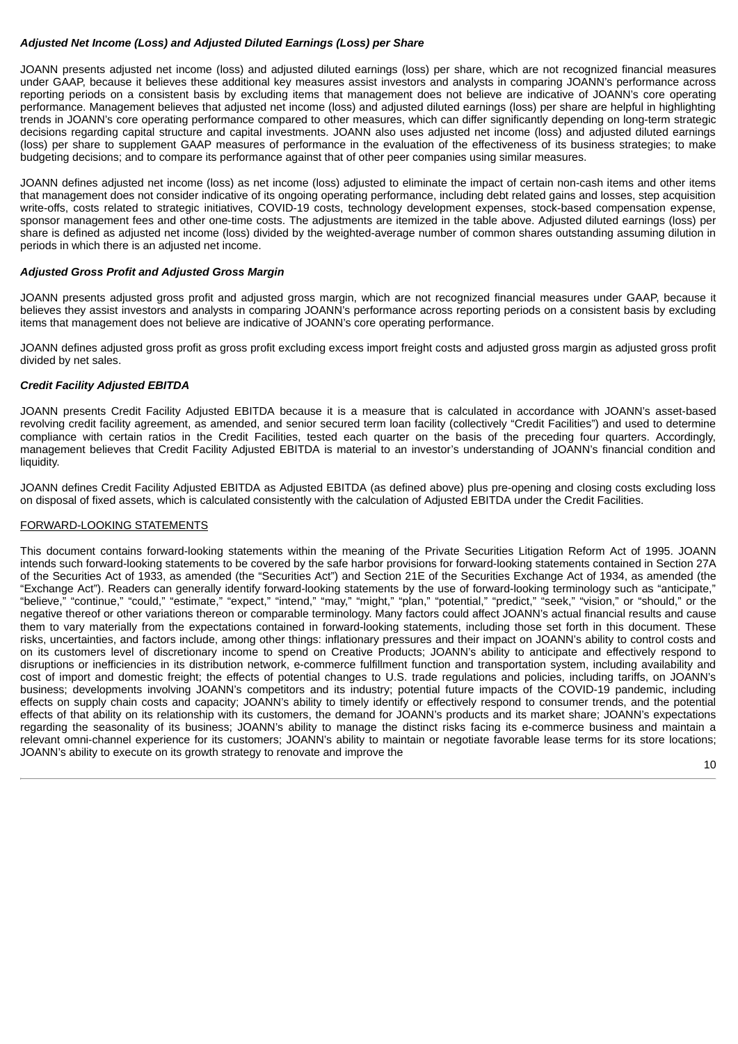***Adjusted Net Income (Loss) and Adjusted Diluted Earnings (Loss) per Share***

JOANN presents adjusted net income (loss) and adjusted diluted earnings (loss) per share, which are not recognized financial measures under GAAP, because it believes these additional key measures assist investors and analysts in comparing JOANN's performance across reporting periods on a consistent basis by excluding items that management does not believe are indicative of JOANN's core operating performance. Management believes that adjusted net income (loss) and adjusted diluted earnings (loss) per share are helpful in highlighting trends in JOANN's core operating performance compared to other measures, which can differ significantly depending on long-term strategic decisions regarding capital structure and capital investments. JOANN also uses adjusted net income (loss) and adjusted diluted earnings (loss) per share to supplement GAAP measures of performance in the evaluation of the effectiveness of its business strategies; to make budgeting decisions; and to compare its performance against that of other peer companies using similar measures.

JOANN defines adjusted net income (loss) as net income (loss) adjusted to eliminate the impact of certain non-cash items and other items that management does not consider indicative of its ongoing operating performance, including debt related gains and losses, step acquisition write-offs, costs related to strategic initiatives, COVID-19 costs, technology development expenses, stock-based compensation expense, sponsor management fees and other one-time costs. The adjustments are itemized in the table above. Adjusted diluted earnings (loss) per share is defined as adjusted net income (loss) divided by the weighted-average number of common shares outstanding assuming dilution in periods in which there is an adjusted net income.

***Adjusted Gross Profit and Adjusted Gross Margin***

JOANN presents adjusted gross profit and adjusted gross margin, which are not recognized financial measures under GAAP, because it believes they assist investors and analysts in comparing JOANN's performance across reporting periods on a consistent basis by excluding items that management does not believe are indicative of JOANN's core operating performance.

JOANN defines adjusted gross profit as gross profit excluding excess import freight costs and adjusted gross margin as adjusted gross profit divided by net sales.

***Credit Facility Adjusted EBITDA***

JOANN presents Credit Facility Adjusted EBITDA because it is a measure that is calculated in accordance with JOANN's asset-based revolving credit facility agreement, as amended, and senior secured term loan facility (collectively "Credit Facilities") and used to determine compliance with certain ratios in the Credit Facilities, tested each quarter on the basis of the preceding four quarters. Accordingly, management believes that Credit Facility Adjusted EBITDA is material to an investor's understanding of JOANN's financial condition and liquidity.

JOANN defines Credit Facility Adjusted EBITDA as Adjusted EBITDA (as defined above) plus pre-opening and closing costs excluding loss on disposal of fixed assets, which is calculated consistently with the calculation of Adjusted EBITDA under the Credit Facilities.

FORWARD-LOOKING STATEMENTS

This document contains forward-looking statements within the meaning of the Private Securities Litigation Reform Act of 1995. JOANN intends such forward-looking statements to be covered by the safe harbor provisions for forward-looking statements contained in Section 27A of the Securities Act of 1933, as amended (the "Securities Act") and Section 21E of the Securities Exchange Act of 1934, as amended (the "Exchange Act"). Readers can generally identify forward-looking statements by the use of forward-looking terminology such as "anticipate," "believe," "continue," "could," "estimate," "expect," "intend," "may," "might," "plan," "potential," "predict," "seek," "vision," or "should," or the negative thereof or other variations thereon or comparable terminology. Many factors could affect JOANN's actual financial results and cause them to vary materially from the expectations contained in forward-looking statements, including those set forth in this document. These risks, uncertainties, and factors include, among other things: inflationary pressures and their impact on JOANN's ability to control costs and on its customers level of discretionary income to spend on Creative Products; JOANN's ability to anticipate and effectively respond to disruptions or inefficiencies in its distribution network, e-commerce fulfillment function and transportation system, including availability and cost of import and domestic freight; the effects of potential changes to U.S. trade regulations and policies, including tariffs, on JOANN's business; developments involving JOANN's competitors and its industry; potential future impacts of the COVID-19 pandemic, including effects on supply chain costs and capacity; JOANN's ability to timely identify or effectively respond to consumer trends, and the potential effects of that ability on its relationship with its customers, the demand for JOANN's products and its market share; JOANN's expectations regarding the seasonality of its business; JOANN's ability to manage the distinct risks facing its e-commerce business and maintain a relevant omni-channel experience for its customers; JOANN's ability to maintain or negotiate favorable lease terms for its store locations; JOANN's ability to execute on its growth strategy to renovate and improve the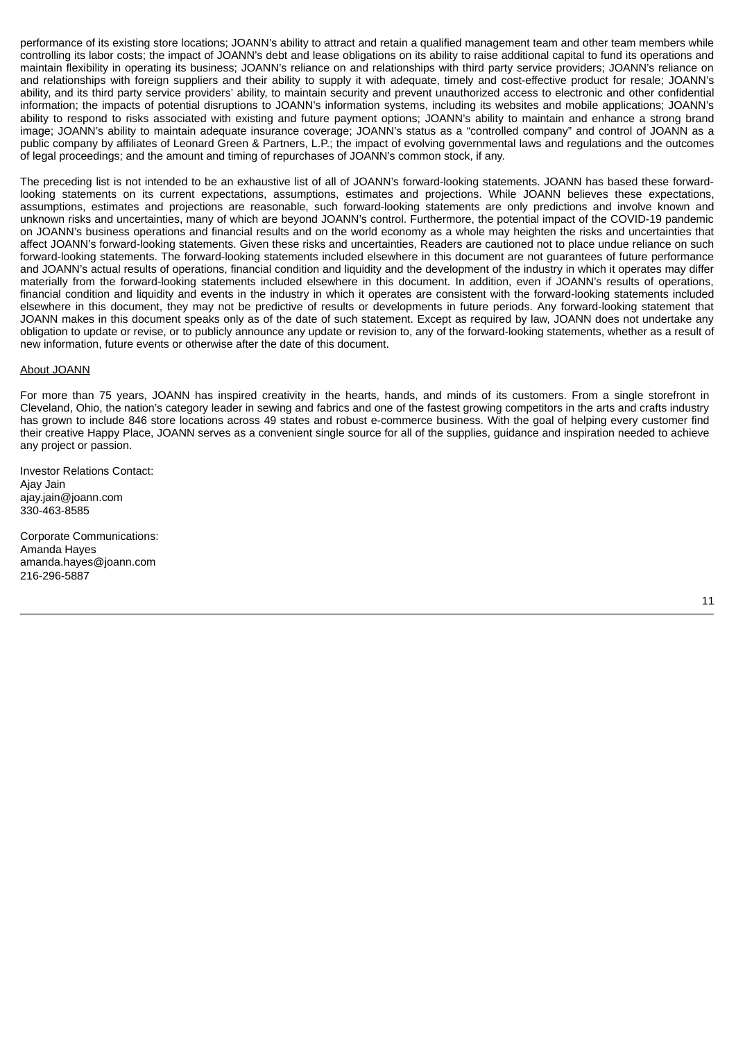performance of its existing store locations; JOANN's ability to attract and retain a qualified management team and other team members while controlling its labor costs; the impact of JOANN's debt and lease obligations on its ability to raise additional capital to fund its operations and maintain flexibility in operating its business; JOANN's reliance on and relationships with third party service providers; JOANN's reliance on and relationships with foreign suppliers and their ability to supply it with adequate, timely and cost-effective product for resale; JOANN's ability, and its third party service providers' ability, to maintain security and prevent unauthorized access to electronic and other confidential information; the impacts of potential disruptions to JOANN's information systems, including its websites and mobile applications; JOANN's ability to respond to risks associated with existing and future payment options; JOANN's ability to maintain and enhance a strong brand image; JOANN's ability to maintain adequate insurance coverage; JOANN's status as a "controlled company" and control of JOANN as a public company by affiliates of Leonard Green & Partners, L.P.; the impact of evolving governmental laws and regulations and the outcomes of legal proceedings; and the amount and timing of repurchases of JOANN's common stock, if any.

The preceding list is not intended to be an exhaustive list of all of JOANN's forward-looking statements. JOANN has based these forward-looking statements on its current expectations, assumptions, estimates and projections. While JOANN believes these expectations, assumptions, estimates and projections are reasonable, such forward-looking statements are only predictions and involve known and unknown risks and uncertainties, many of which are beyond JOANN's control. Furthermore, the potential impact of the COVID-19 pandemic on JOANN's business operations and financial results and on the world economy as a whole may heighten the risks and uncertainties that affect JOANN's forward-looking statements. Given these risks and uncertainties, Readers are cautioned not to place undue reliance on such forward-looking statements. The forward-looking statements included elsewhere in this document are not guarantees of future performance and JOANN's actual results of operations, financial condition and liquidity and the development of the industry in which it operates may differ materially from the forward-looking statements included elsewhere in this document. In addition, even if JOANN's results of operations, financial condition and liquidity and events in the industry in which it operates are consistent with the forward-looking statements included elsewhere in this document, they may not be predictive of results or developments in future periods. Any forward-looking statement that JOANN makes in this document speaks only as of the date of such statement. Except as required by law, JOANN does not undertake any obligation to update or revise, or to publicly announce any update or revision to, any of the forward-looking statements, whether as a result of new information, future events or otherwise after the date of this document.

About JOANN

For more than 75 years, JOANN has inspired creativity in the hearts, hands, and minds of its customers. From a single storefront in Cleveland, Ohio, the nation's category leader in sewing and fabrics and one of the fastest growing competitors in the arts and crafts industry has grown to include 846 store locations across 49 states and robust e-commerce business. With the goal of helping every customer find their creative Happy Place, JOANN serves as a convenient single source for all of the supplies, guidance and inspiration needed to achieve any project or passion.

Investor Relations Contact:
Ajay Jain
ajay.jain@joann.com
330-463-8585

Corporate Communications:
Amanda Hayes
amanda.hayes@joann.com
216-296-5887